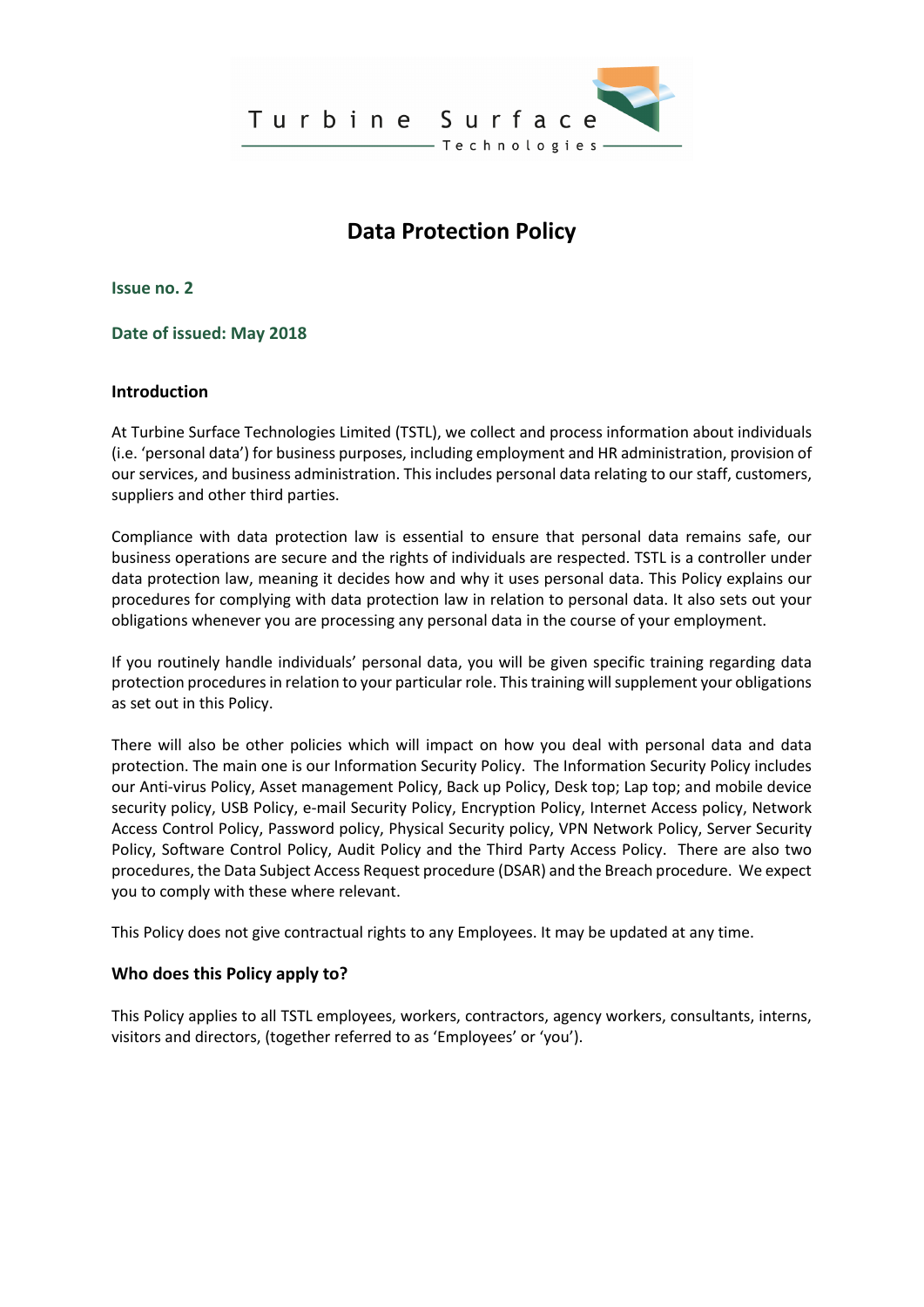Turbine Surface Technologies

# Data Protection Policy

**Issue no. 2**

**Date of issued: May 2018**

## Introduction

At Turbine Surface Technologies Limited (TSTL), we collect and process information about individuals (i.e. 'personal data') for business purposes, including employment and HR administration, provision of our services, and business administration. This includes personal data relating to our staff, customers, suppliers and other third parties.

Compliance with data protection law is essential to ensure that personal data remains safe, our business operations are secure and the rights of individuals are respected. TSTL is a controller under data protection law, meaning it decides how and why it uses personal data. This Policy explains our procedures for complying with data protection law in relation to personal data. It also sets out your obligations whenever you are processing any personal data in the course of your employment.

If you routinely handle individuals' personal data, you will be given specific training regarding data protection procedures in relation to your particular role. This training will supplement your obligations as set out in this Policy.

There will also be other policies which will impact on how you deal with personal data and data protection. The main one is our Information Security Policy. The Information Security Policy includes our Anti-virus Policy, Asset management Policy, Back up Policy, Desk top; Lap top; and mobile device security policy, USB Policy, e-mail Security Policy, Encryption Policy, Internet Access policy, Network Access Control Policy, Password policy, Physical Security policy, VPN Network Policy, Server Security Policy, Software Control Policy, Audit Policy and the Third Party Access Policy. There are also two procedures, the Data Subject Access Request procedure (DSAR) and the Breach procedure. We expect you to comply with these where relevant.

This Policy does not give contractual rights to any Employees. It may be updated at any time.

## Who does this Policy apply to?

This Policy applies to all TSTL employees, workers, contractors, agency workers, consultants, interns, visitors and directors, (together referred to as 'Employees' or 'you').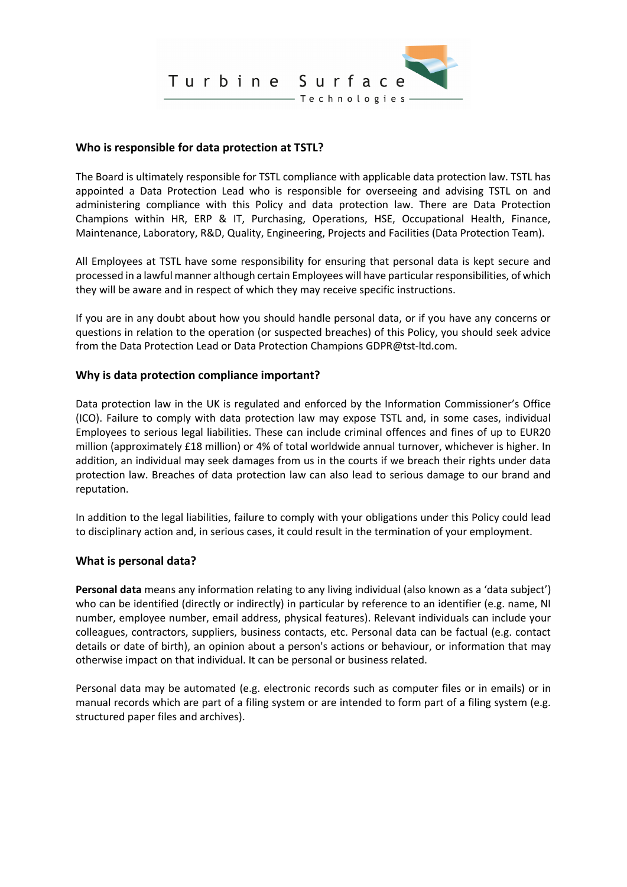### Who is responsible for data protection at TSTL?

The Board is ultimately responsible for TSTL compliance with applicable data protection law. TSTL has appointed a Data Protection Lead who is responsible for overseeing and advising TSTL on and administering compliance with this Policy and data protection law. There are Data Protection Champions within HR, ERP & IT, Purchasing, Operations, HSE, Occupational Health, Finance, Maintenance, Laboratory, R&D, Quality, Engineering, Projects and Facilities (Data Protection Team).

All Employees at TSTL have some responsibility for ensuring that personal data is kept secure and processed in a lawful manner although certain Employees will have particular responsibilities, of which they will be aware and in respect of which they may receive specific instructions.

If you are in any doubt about how you should handle personal data, or if you have any concerns or questions in relation to the operation (or suspected breaches) of this Policy, you should seek advice from the Data Protection Lead or Data Protection Champions GDPR@tst-ltd.com.

### Why is data protection compliance important?

Data protection law in the UK is regulated and enforced by the Information Commissioner's Office (ICO). Failure to comply with data protection law may expose TSTL and, in some cases, individual Employees to serious legal liabilities. These can include criminal offences and fines of up to EUR20 million (approximately £18 million) or 4% of total worldwide annual turnover, whichever is higher. In addition, an individual may seek damages from us in the courts if we breach their rights under data protection law. Breaches of data protection law can also lead to serious damage to our brand and reputation.

In addition to the legal liabilities, failure to comply with your obligations under this Policy could lead to disciplinary action and, in serious cases, it could result in the termination of your employment.

### What is personal data?

**Personal data** means any information relating to any living individual (also known as a 'data subject') who can be identified (directly or indirectly) in particular by reference to an identifier (e.g. name, NI number, employee number, email address, physical features). Relevant individuals can include your colleagues, contractors, suppliers, business contacts, etc. Personal data can be factual (e.g. contact details or date of birth), an opinion about a person's actions or behaviour, or information that may otherwise impact on that individual. It can be personal or business related.

Personal data may be automated (e.g. electronic records such as computer files or in emails) or in manual records which are part of a filing system or are intended to form part of a filing system (e.g. structured paper files and archives).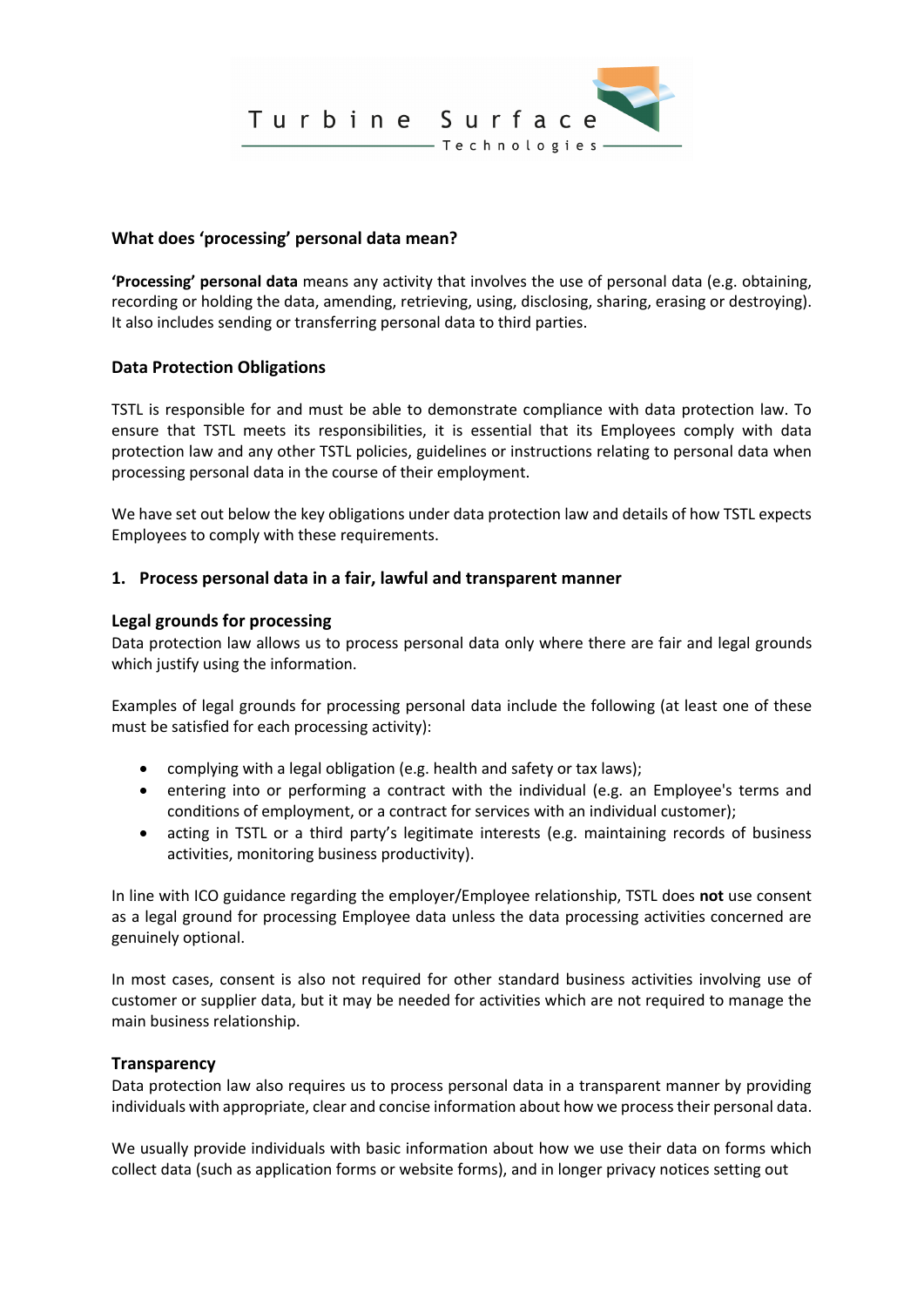## What does 'processing' personal data mean?

**'Processing' personal data** means any activity that involves the use of personal data (e.g. obtaining, recording or holding the data, amending, retrieving, using, disclosing, sharing, erasing or destroying). It also includes sending or transferring personal data to third parties.

## Data Protection Obligations

TSTL is responsible for and must be able to demonstrate compliance with data protection law. To ensure that TSTL meets its responsibilities, it is essential that its Employees comply with data protection law and any other TSTL policies, guidelines or instructions relating to personal data when processing personal data in the course of their employment.

We have set out below the key obligations under data protection law and details of how TSTL expects Employees to comply with these requirements.

### 1. Process personal data in a fair, lawful and transparent manner

#### Legal grounds for processing

Data protection law allows us to process personal data only where there are fair and legal grounds which justify using the information.

Examples of legal grounds for processing personal data include the following (at least one of these must be satisfied for each processing activity):

- complying with a legal obligation (e.g. health and safety or tax laws);
- entering into or performing a contract with the individual (e.g. an Employee's terms and conditions of employment, or a contract for services with an individual customer);
- acting in TSTL or a third party's legitimate interests (e.g. maintaining records of business activities, monitoring business productivity).

In line with ICO guidance regarding the employer/Employee relationship, TSTL does **not** use consent as a legal ground for processing Employee data unless the data processing activities concerned are genuinely optional.

In most cases, consent is also not required for other standard business activities involving use of customer or supplier data, but it may be needed for activities which are not required to manage the main business relationship.

#### Transparency

Data protection law also requires us to process personal data in a transparent manner by providing individuals with appropriate, clear and concise information about how we process their personal data.

We usually provide individuals with basic information about how we use their data on forms which collect data (such as application forms or website forms), and in longer privacy notices setting out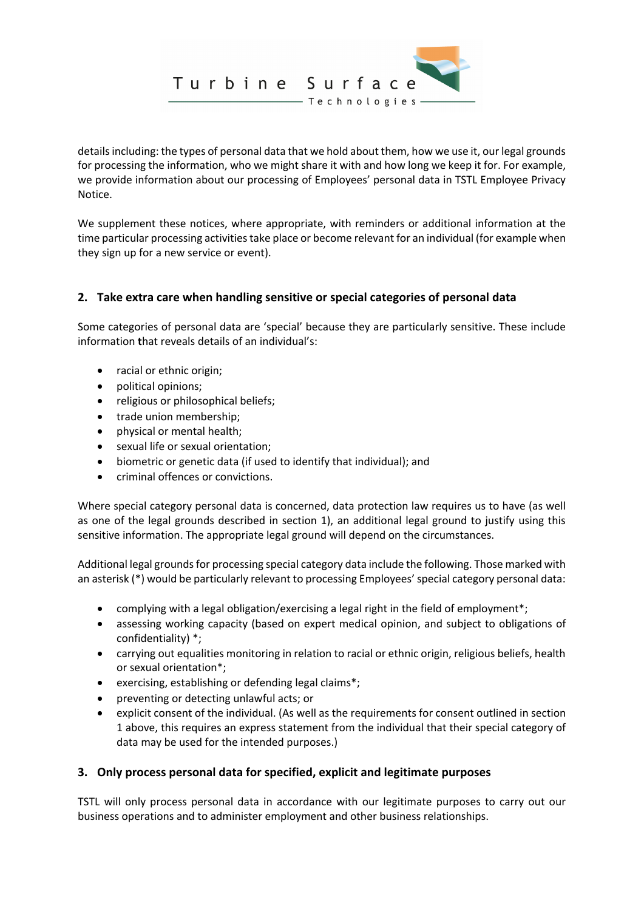details including: the types of personal data that we hold about them, how we use it, our legal grounds for processing the information, who we might share it with and how long we keep it for. For example, we provide information about our processing of Employees' personal data in TSTL Employee Privacy Notice.

We supplement these notices, where appropriate, with reminders or additional information at the time particular processing activities take place or become relevant for an individual (for example when they sign up for a new service or event).

## 2. Take extra care when handling sensitive or special categories of personal data

Some categories of personal data are 'special' because they are particularly sensitive. These include information that reveals details of an individual's:

- racial or ethnic origin;
- political opinions;
- religious or philosophical beliefs;
- trade union membership;
- physical or mental health;
- sexual life or sexual orientation;
- biometric or genetic data (if used to identify that individual); and
- criminal offences or convictions.

Where special category personal data is concerned, data protection law requires us to have (as well as one of the legal grounds described in section 1), an additional legal ground to justify using this sensitive information. The appropriate legal ground will depend on the circumstances.

Additional legal grounds for processing special category data include the following. Those marked with an asterisk (*) would be particularly relevant to processing Employees' special category personal data:

- complying with a legal obligation/exercising a legal right in the field of employment*;
- assessing working capacity (based on expert medical opinion, and subject to obligations of confidentiality) *;
- carrying out equalities monitoring in relation to racial or ethnic origin, religious beliefs, health or sexual orientation*;
- exercising, establishing or defending legal claims*;
- preventing or detecting unlawful acts; or
- explicit consent of the individual. (As well as the requirements for consent outlined in section 1 above, this requires an express statement from the individual that their special category of data may be used for the intended purposes.)

## 3. Only process personal data for specified, explicit and legitimate purposes

TSTL will only process personal data in accordance with our legitimate purposes to carry out our business operations and to administer employment and other business relationships.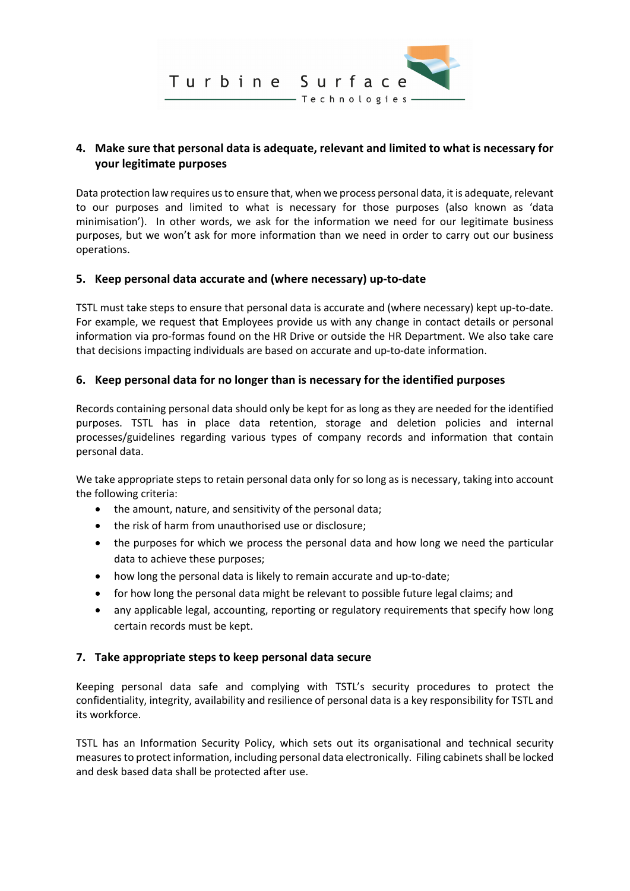## 4. Make sure that personal data is adequate, relevant and limited to what is necessary for your legitimate purposes

Data protection law requires us to ensure that, when we process personal data, it is adequate, relevant to our purposes and limited to what is necessary for those purposes (also known as 'data minimisation'). In other words, we ask for the information we need for our legitimate business purposes, but we won't ask for more information than we need in order to carry out our business operations.

## 5. Keep personal data accurate and (where necessary) up-to-date

TSTL must take steps to ensure that personal data is accurate and (where necessary) kept up-to-date. For example, we request that Employees provide us with any change in contact details or personal information via pro-formas found on the HR Drive or outside the HR Department. We also take care that decisions impacting individuals are based on accurate and up-to-date information.

## 6. Keep personal data for no longer than is necessary for the identified purposes

Records containing personal data should only be kept for as long as they are needed for the identified purposes. TSTL has in place data retention, storage and deletion policies and internal processes/guidelines regarding various types of company records and information that contain personal data.

We take appropriate steps to retain personal data only for so long as is necessary, taking into account the following criteria:

- the amount, nature, and sensitivity of the personal data;
- the risk of harm from unauthorised use or disclosure;
- the purposes for which we process the personal data and how long we need the particular data to achieve these purposes;
- how long the personal data is likely to remain accurate and up-to-date;
- for how long the personal data might be relevant to possible future legal claims; and
- any applicable legal, accounting, reporting or regulatory requirements that specify how long certain records must be kept.

## 7. Take appropriate steps to keep personal data secure

Keeping personal data safe and complying with TSTL's security procedures to protect the confidentiality, integrity, availability and resilience of personal data is a key responsibility for TSTL and its workforce.

TSTL has an Information Security Policy, which sets out its organisational and technical security measures to protect information, including personal data electronically. Filing cabinets shall be locked and desk based data shall be protected after use.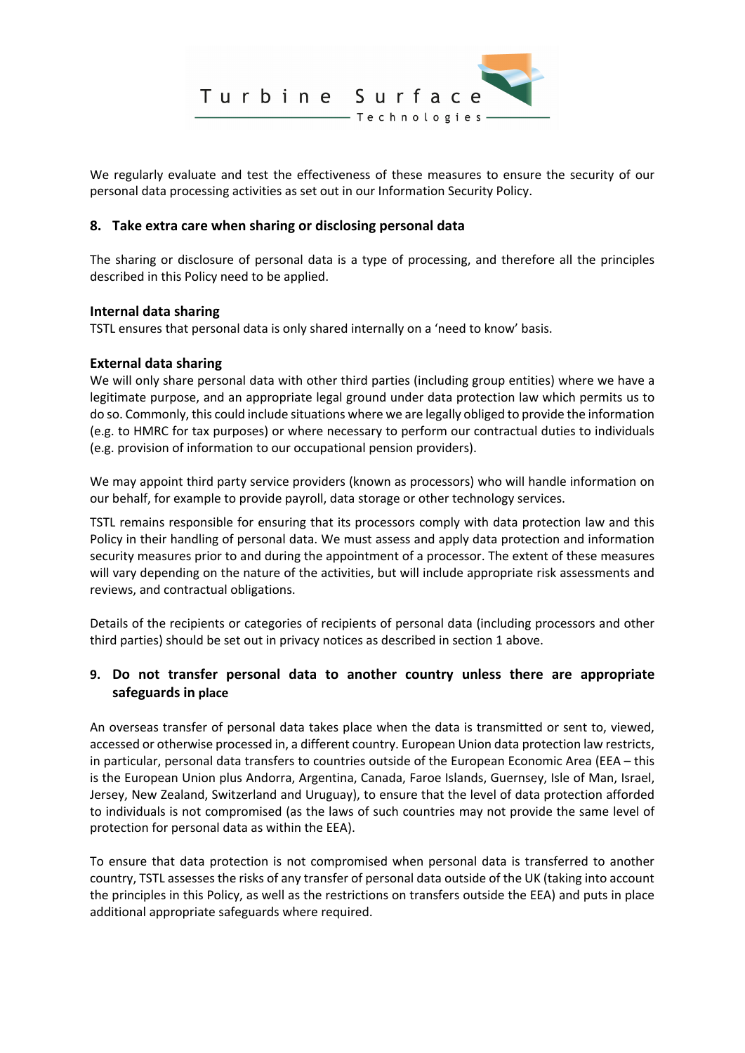We regularly evaluate and test the effectiveness of these measures to ensure the security of our personal data processing activities as set out in our Information Security Policy.

## 8. Take extra care when sharing or disclosing personal data

The sharing or disclosure of personal data is a type of processing, and therefore all the principles described in this Policy need to be applied.

### Internal data sharing

TSTL ensures that personal data is only shared internally on a 'need to know' basis.

### External data sharing

We will only share personal data with other third parties (including group entities) where we have a legitimate purpose, and an appropriate legal ground under data protection law which permits us to do so. Commonly, this could include situations where we are legally obliged to provide the information (e.g. to HMRC for tax purposes) or where necessary to perform our contractual duties to individuals (e.g. provision of information to our occupational pension providers).

We may appoint third party service providers (known as processors) who will handle information on our behalf, for example to provide payroll, data storage or other technology services.

TSTL remains responsible for ensuring that its processors comply with data protection law and this Policy in their handling of personal data. We must assess and apply data protection and information security measures prior to and during the appointment of a processor. The extent of these measures will vary depending on the nature of the activities, but will include appropriate risk assessments and reviews, and contractual obligations.

Details of the recipients or categories of recipients of personal data (including processors and other third parties) should be set out in privacy notices as described in section 1 above.

## 9. Do not transfer personal data to another country unless there are appropriate safeguards in place

An overseas transfer of personal data takes place when the data is transmitted or sent to, viewed, accessed or otherwise processed in, a different country. European Union data protection law restricts, in particular, personal data transfers to countries outside of the European Economic Area (EEA – this is the European Union plus Andorra, Argentina, Canada, Faroe Islands, Guernsey, Isle of Man, Israel, Jersey, New Zealand, Switzerland and Uruguay), to ensure that the level of data protection afforded to individuals is not compromised (as the laws of such countries may not provide the same level of protection for personal data as within the EEA).

To ensure that data protection is not compromised when personal data is transferred to another country, TSTL assesses the risks of any transfer of personal data outside of the UK (taking into account the principles in this Policy, as well as the restrictions on transfers outside the EEA) and puts in place additional appropriate safeguards where required.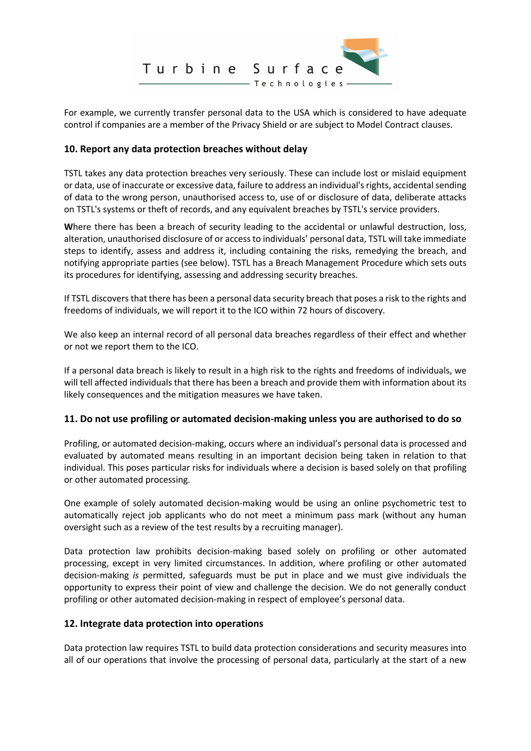For example, we currently transfer personal data to the USA which is considered to have adequate control if companies are a member of the Privacy Shield or are subject to Model Contract clauses.

## 10. Report any data protection breaches without delay

TSTL takes any data protection breaches very seriously. These can include lost or mislaid equipment or data, use of inaccurate or excessive data, failure to address an individual's rights, accidental sending of data to the wrong person, unauthorised access to, use of or disclosure of data, deliberate attacks on TSTL's systems or theft of records, and any equivalent breaches by TSTL's service providers.

**W**here there has been a breach of security leading to the accidental or unlawful destruction, loss, alteration, unauthorised disclosure of or access to individuals' personal data, TSTL will take immediate steps to identify, assess and address it, including containing the risks, remedying the breach, and notifying appropriate parties (see below). TSTL has a Breach Management Procedure which sets outs its procedures for identifying, assessing and addressing security breaches.

If TSTL discovers that there has been a personal data security breach that poses a risk to the rights and freedoms of individuals, we will report it to the ICO within 72 hours of discovery.

We also keep an internal record of all personal data breaches regardless of their effect and whether or not we report them to the ICO.

If a personal data breach is likely to result in a high risk to the rights and freedoms of individuals, we will tell affected individuals that there has been a breach and provide them with information about its likely consequences and the mitigation measures we have taken.

## 11. Do not use profiling or automated decision-making unless you are authorised to do so

Profiling, or automated decision-making, occurs where an individual's personal data is processed and evaluated by automated means resulting in an important decision being taken in relation to that individual. This poses particular risks for individuals where a decision is based solely on that profiling or other automated processing.

One example of solely automated decision-making would be using an online psychometric test to automatically reject job applicants who do not meet a minimum pass mark (without any human oversight such as a review of the test results by a recruiting manager).

Data protection law prohibits decision-making based solely on profiling or other automated processing, except in very limited circumstances. In addition, where profiling or other automated decision-making *is* permitted, safeguards must be put in place and we must give individuals the opportunity to express their point of view and challenge the decision. We do not generally conduct profiling or other automated decision-making in respect of employee's personal data.

## 12. Integrate data protection into operations

Data protection law requires TSTL to build data protection considerations and security measures into all of our operations that involve the processing of personal data, particularly at the start of a new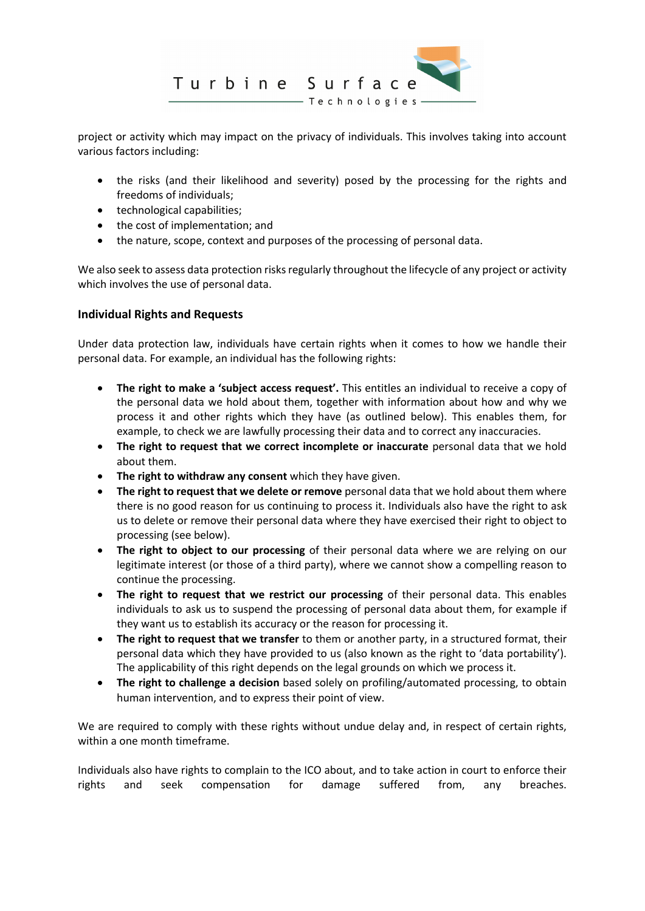project or activity which may impact on the privacy of individuals. This involves taking into account various factors including:

- the risks (and their likelihood and severity) posed by the processing for the rights and freedoms of individuals;
- technological capabilities;
- the cost of implementation; and
- the nature, scope, context and purposes of the processing of personal data.

We also seek to assess data protection risks regularly throughout the lifecycle of any project or activity which involves the use of personal data.

### Individual Rights and Requests

Under data protection law, individuals have certain rights when it comes to how we handle their personal data. For example, an individual has the following rights:

- **The right to make a 'subject access request'.** This entitles an individual to receive a copy of the personal data we hold about them, together with information about how and why we process it and other rights which they have (as outlined below). This enables them, for example, to check we are lawfully processing their data and to correct any inaccuracies.
- **The right to request that we correct incomplete or inaccurate** personal data that we hold about them.
- **The right to withdraw any consent** which they have given.
- **The right to request that we delete or remove** personal data that we hold about them where there is no good reason for us continuing to process it. Individuals also have the right to ask us to delete or remove their personal data where they have exercised their right to object to processing (see below).
- **The right to object to our processing** of their personal data where we are relying on our legitimate interest (or those of a third party), where we cannot show a compelling reason to continue the processing.
- **The right to request that we restrict our processing** of their personal data. This enables individuals to ask us to suspend the processing of personal data about them, for example if they want us to establish its accuracy or the reason for processing it.
- **The right to request that we transfer** to them or another party, in a structured format, their personal data which they have provided to us (also known as the right to 'data portability'). The applicability of this right depends on the legal grounds on which we process it.
- **The right to challenge a decision** based solely on profiling/automated processing, to obtain human intervention, and to express their point of view.

We are required to comply with these rights without undue delay and, in respect of certain rights, within a one month timeframe.

Individuals also have rights to complain to the ICO about, and to take action in court to enforce their rights and seek compensation for damage suffered from, any breaches.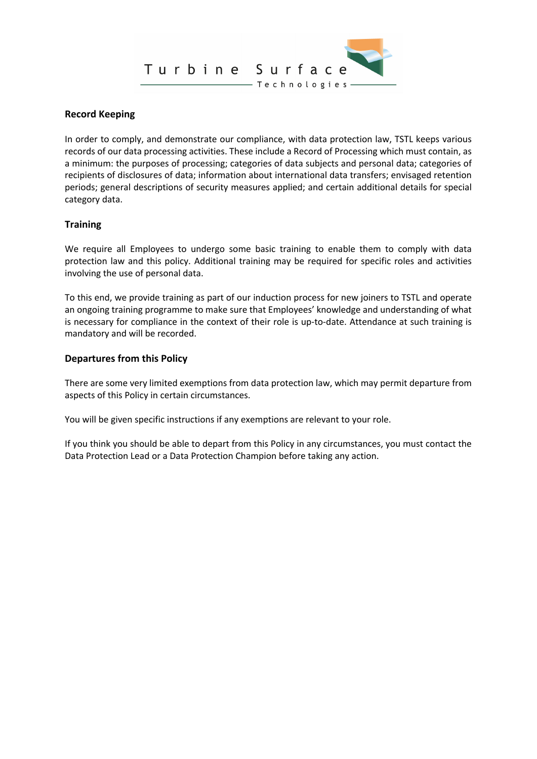## Record Keeping

In order to comply, and demonstrate our compliance, with data protection law, TSTL keeps various records of our data processing activities. These include a Record of Processing which must contain, as a minimum: the purposes of processing; categories of data subjects and personal data; categories of recipients of disclosures of data; information about international data transfers; envisaged retention periods; general descriptions of security measures applied; and certain additional details for special category data.

## Training

We require all Employees to undergo some basic training to enable them to comply with data protection law and this policy. Additional training may be required for specific roles and activities involving the use of personal data.

To this end, we provide training as part of our induction process for new joiners to TSTL and operate an ongoing training programme to make sure that Employees' knowledge and understanding of what is necessary for compliance in the context of their role is up-to-date. Attendance at such training is mandatory and will be recorded.

## Departures from this Policy

There are some very limited exemptions from data protection law, which may permit departure from aspects of this Policy in certain circumstances.

You will be given specific instructions if any exemptions are relevant to your role.

If you think you should be able to depart from this Policy in any circumstances, you must contact the Data Protection Lead or a Data Protection Champion before taking any action.